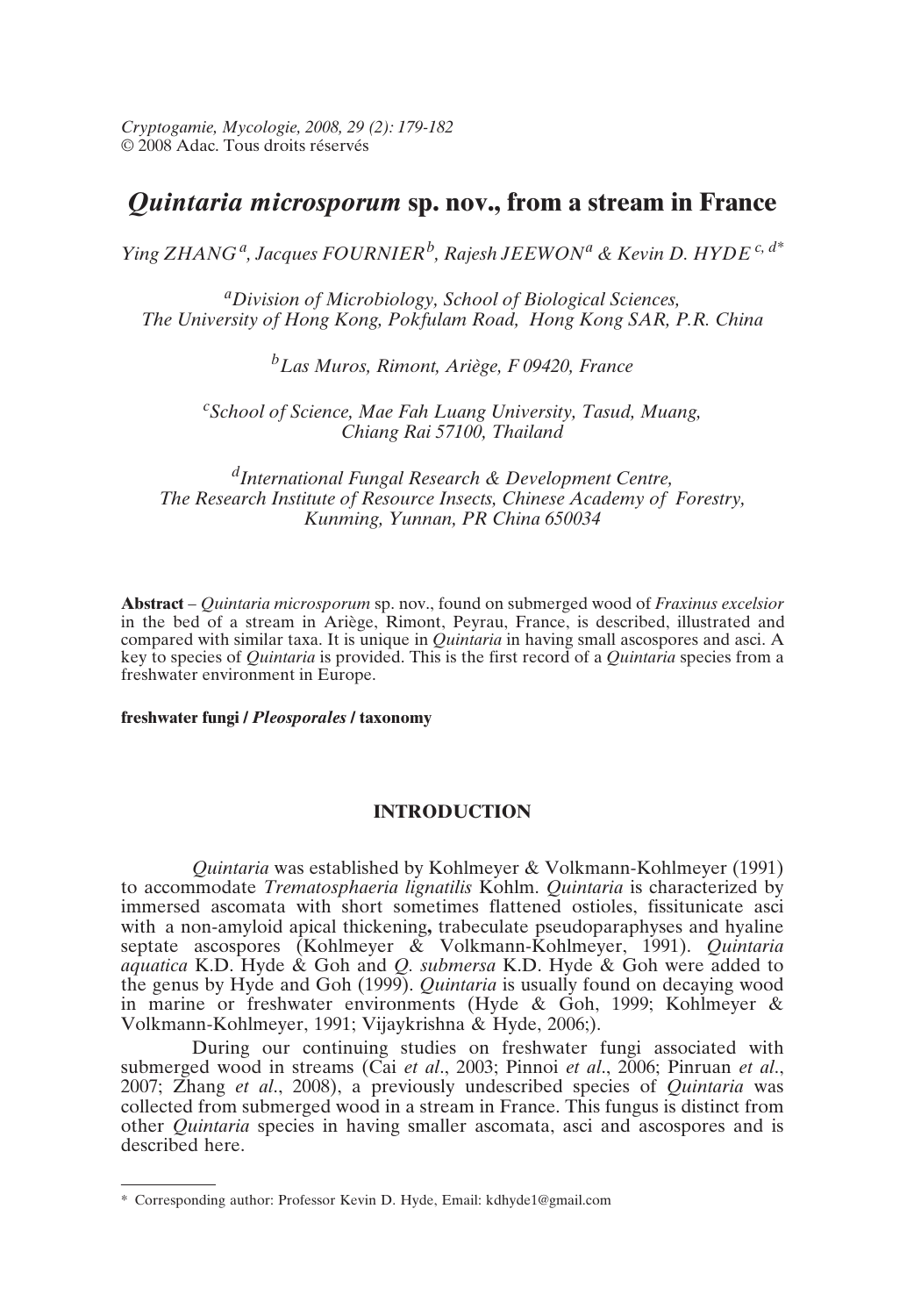Cryptogamie, Mycologie, 2008, 29 (2): 179-182
© 2008 Adac. Tous droits réservés

# *Quintaria microsporum* sp. nov., from a stream in France

*Ying ZHANG*[a], *Jacques FOURNIER*[b], *Rajesh JEEWON*[a] & *Kevin D. HYDE*[c, d*]

[a]*Division of Microbiology, School of Biological Sciences, The University of Hong Kong, Pokfulam Road, Hong Kong SAR, P.R. China*

[b]*Las Muros, Rimont, Ariège, F 09420, France*

[c]*School of Science, Mae Fah Luang University, Tasud, Muang, Chiang Rai 57100, Thailand*

[d]*International Fungal Research & Development Centre, The Research Institute of Resource Insects, Chinese Academy of Forestry, Kunming, Yunnan, PR China 650034*

**Abstract** – *Quintaria microsporum* sp. nov., found on submerged wood of *Fraxinus excelsior* in the bed of a stream in Ariège, Rimont, Peyrau, France, is described, illustrated and compared with similar taxa. It is unique in *Quintaria* in having small ascospores and asci. A key to species of *Quintaria* is provided. This is the first record of a *Quintaria* species from a freshwater environment in Europe.

**freshwater fungi / *Pleosporales* / taxonomy**

## INTRODUCTION

*Quintaria* was established by Kohlmeyer & Volkmann-Kohlmeyer (1991) to accommodate *Trematosphaeria lignatilis* Kohlm. *Quintaria* is characterized by immersed ascomata with short sometimes flattened ostioles, fissitunicate asci with a non-amyloid apical thickening**,** trabeculate pseudoparaphyses and hyaline septate ascospores (Kohlmeyer & Volkmann-Kohlmeyer, 1991). *Quintaria aquatica* K.D. Hyde & Goh and *Q. submersa* K.D. Hyde & Goh were added to the genus by Hyde and Goh (1999). *Quintaria* is usually found on decaying wood in marine or freshwater environments (Hyde & Goh, 1999; Kohlmeyer & Volkmann-Kohlmeyer, 1991; Vijaykrishna & Hyde, 2006;).

During our continuing studies on freshwater fungi associated with submerged wood in streams (Cai *et al*., 2003; Pinnoi *et al*., 2006; Pinruan *et al*., 2007; Zhang *et al*., 2008), a previously undescribed species of *Quintaria* was collected from submerged wood in a stream in France. This fungus is distinct from other *Quintaria* species in having smaller ascomata, asci and ascospores and is described here.

---

\* Corresponding author: Professor Kevin D. Hyde, Email: kdhyde1@gmail.com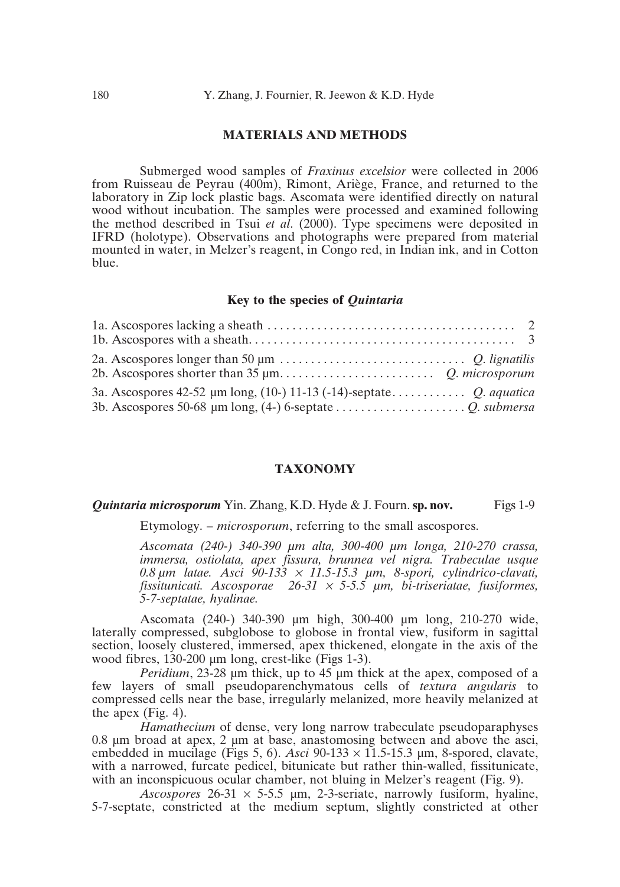## MATERIALS AND METHODS

Submerged wood samples of *Fraxinus excelsior* were collected in 2006 from Ruisseau de Peyrau (400m), Rimont, Ariège, France, and returned to the laboratory in Zip lock plastic bags. Ascomata were identified directly on natural wood without incubation. The samples were processed and examined following the method described in Tsui *et al.* (2000). Type specimens were deposited in IFRD (holotype). Observations and photographs were prepared from material mounted in water, in Melzer's reagent, in Congo red, in Indian ink, and in Cotton blue.

### Key to the species of *Quintaria*

1a. Ascospores lacking a sheath ........................................ 2
1b. Ascospores with a sheath.......................................... 3

2a. Ascospores longer than 50 µm .............................. *Q. lignatilis*
2b. Ascospores shorter than 35 µm......................... *Q. microsporum*

3a. Ascospores 42-52 µm long, (10-) 11-13 (-14)-septate............ *Q. aquatica*
3b. Ascospores 50-68 µm long, (4-) 6-septate ..................... *Q. submersa*

## TAXONOMY

***Quintaria microsporum*** Yin. Zhang, K.D. Hyde & J. Fourn. **sp. nov.** Figs 1-9

Etymology. – *microsporum*, referring to the small ascospores.

*Ascomata (240-) 340-390 µm alta, 300-400 µm longa, 210-270 crassa, immersa, ostiolata, apex fissura, brunnea vel nigra. Trabeculae usque 0.8 µm latae. Asci 90-133 × 11.5-15.3 µm, 8-spori, cylindrico-clavati, fissitunicati. Ascosporae 26-31 × 5-5.5 µm, bi-triseriatae, fusiformes, 5-7-septatae, hyalinae.*

Ascomata (240-) 340-390 µm high, 300-400 µm long, 210-270 wide, laterally compressed, subglobose to globose in frontal view, fusiform in sagittal section, loosely clustered, immersed, apex thickened, elongate in the axis of the wood fibres, 130-200 µm long, crest-like (Figs 1-3).

*Peridium*, 23-28 µm thick, up to 45 µm thick at the apex, composed of a few layers of small pseudoparenchymatous cells of *textura angularis* to compressed cells near the base, irregularly melanized, more heavily melanized at the apex (Fig. 4).

*Hamathecium* of dense, very long narrow trabeculate pseudoparaphyses 0.8 µm broad at apex, 2 µm at base, anastomosing between and above the asci, embedded in mucilage (Figs 5, 6). *Asci* 90-133 × 11.5-15.3 µm, 8-spored, clavate, with a narrowed, furcate pedicel, bitunicate but rather thin-walled, fissitunicate, with an inconspicuous ocular chamber, not bluing in Melzer's reagent (Fig. 9).

*Ascospores* 26-31 × 5-5.5 µm, 2-3-seriate, narrowly fusiform, hyaline, 5-7-septate, constricted at the medium septum, slightly constricted at other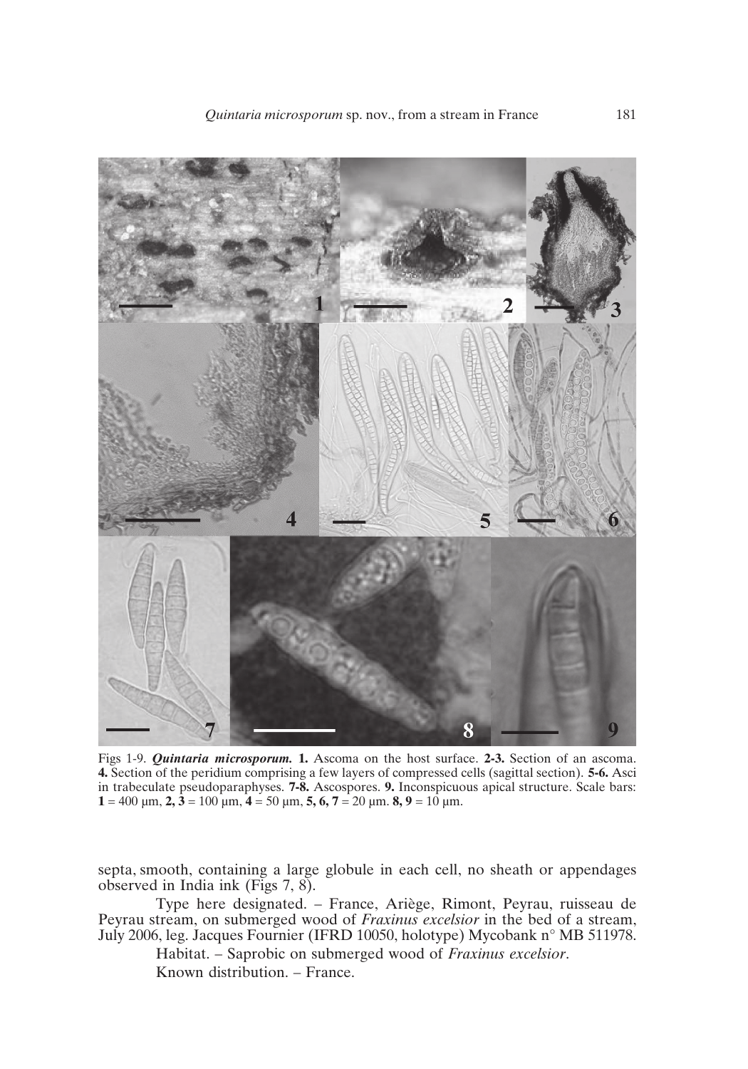Figs 1-9. ***Quintaria microsporum.*** **1.** Ascoma on the host surface. **2-3.** Section of an ascoma. **4.** Section of the peridium comprising a few layers of compressed cells (sagittal section). **5-6.** Asci in trabeculate pseudoparaphyses. **7-8.** Ascospores. **9.** Inconspicuous apical structure. Scale bars: **1** = 400 µm, **2, 3** = 100 µm, **4** = 50 µm, **5, 6, 7** = 20 µm. **8, 9** = 10 µm.

septa, smooth, containing a large globule in each cell, no sheath or appendages observed in India ink (Figs 7, 8).

Type here designated. – France, Ariège, Rimont, Peyrau, ruisseau de Peyrau stream, on submerged wood of *Fraxinus excelsior* in the bed of a stream, July 2006, leg. Jacques Fournier (IFRD 10050, holotype) Mycobank n° MB 511978.

Habitat. – Saprobic on submerged wood of *Fraxinus excelsior*.

Known distribution. – France.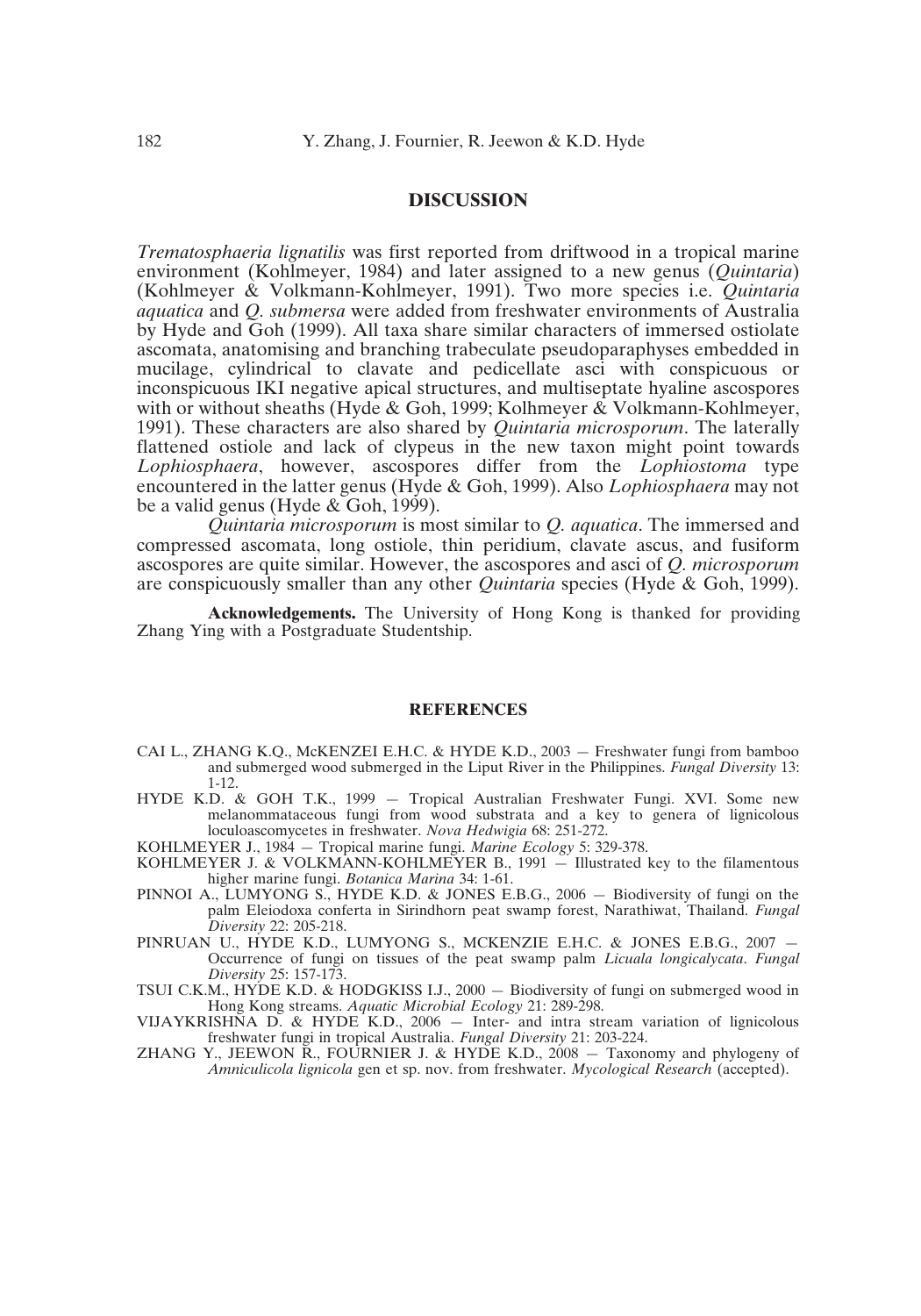## DISCUSSION

*Trematosphaeria lignatilis* was first reported from driftwood in a tropical marine environment (Kohlmeyer, 1984) and later assigned to a new genus (*Quintaria*) (Kohlmeyer & Volkmann-Kohlmeyer, 1991). Two more species i.e. *Quintaria aquatica* and *Q. submersa* were added from freshwater environments of Australia by Hyde and Goh (1999). All taxa share similar characters of immersed ostiolate ascomata, anatomising and branching trabeculate pseudoparaphyses embedded in mucilage, cylindrical to clavate and pedicellate asci with conspicuous or inconspicuous IKI negative apical structures, and multiseptate hyaline ascospores with or without sheaths (Hyde & Goh, 1999; Kolhmeyer & Volkmann-Kohlmeyer, 1991). These characters are also shared by *Quintaria microsporum*. The laterally flattened ostiole and lack of clypeus in the new taxon might point towards *Lophiosphaera*, however, ascospores differ from the *Lophiostoma* type encountered in the latter genus (Hyde & Goh, 1999). Also *Lophiosphaera* may not be a valid genus (Hyde & Goh, 1999).

*Quintaria microsporum* is most similar to *Q. aquatica*. The immersed and compressed ascomata, long ostiole, thin peridium, clavate ascus, and fusiform ascospores are quite similar. However, the ascospores and asci of *Q. microsporum* are conspicuously smaller than any other *Quintaria* species (Hyde & Goh, 1999).

**Acknowledgements.** The University of Hong Kong is thanked for providing Zhang Ying with a Postgraduate Studentship.

## REFERENCES

CAI L., ZHANG K.Q., McKENZEI E.H.C. & HYDE K.D., 2003 — Freshwater fungi from bamboo and submerged wood submerged in the Liput River in the Philippines. *Fungal Diversity* 13: 1-12.

HYDE K.D. & GOH T.K., 1999 — Tropical Australian Freshwater Fungi. XVI. Some new melanommataceous fungi from wood substrata and a key to genera of lignicolous loculoascomycetes in freshwater. *Nova Hedwigia* 68: 251-272.

KOHLMEYER J., 1984 — Tropical marine fungi. *Marine Ecology* 5: 329-378.

KOHLMEYER J. & VOLKMANN-KOHLMEYER B., 1991 — Illustrated key to the filamentous higher marine fungi. *Botanica Marina* 34: 1-61.

PINNOI A., LUMYONG S., HYDE K.D. & JONES E.B.G., 2006 — Biodiversity of fungi on the palm Eleiodoxa conferta in Sirindhorn peat swamp forest, Narathiwat, Thailand. *Fungal Diversity* 22: 205-218.

PINRUAN U., HYDE K.D., LUMYONG S., MCKENZIE E.H.C. & JONES E.B.G., 2007 — Occurrence of fungi on tissues of the peat swamp palm *Licuala longicalycata*. *Fungal Diversity* 25: 157-173.

TSUI C.K.M., HYDE K.D. & HODGKISS I.J., 2000 — Biodiversity of fungi on submerged wood in Hong Kong streams. *Aquatic Microbial Ecology* 21: 289-298.

VIJAYKRISHNA D. & HYDE K.D., 2006 — Inter- and intra stream variation of lignicolous freshwater fungi in tropical Australia. *Fungal Diversity* 21: 203-224.

ZHANG Y., JEEWON R., FOURNIER J. & HYDE K.D., 2008 — Taxonomy and phylogeny of *Amniculicola lignicola* gen et sp. nov. from freshwater. *Mycological Research* (accepted).